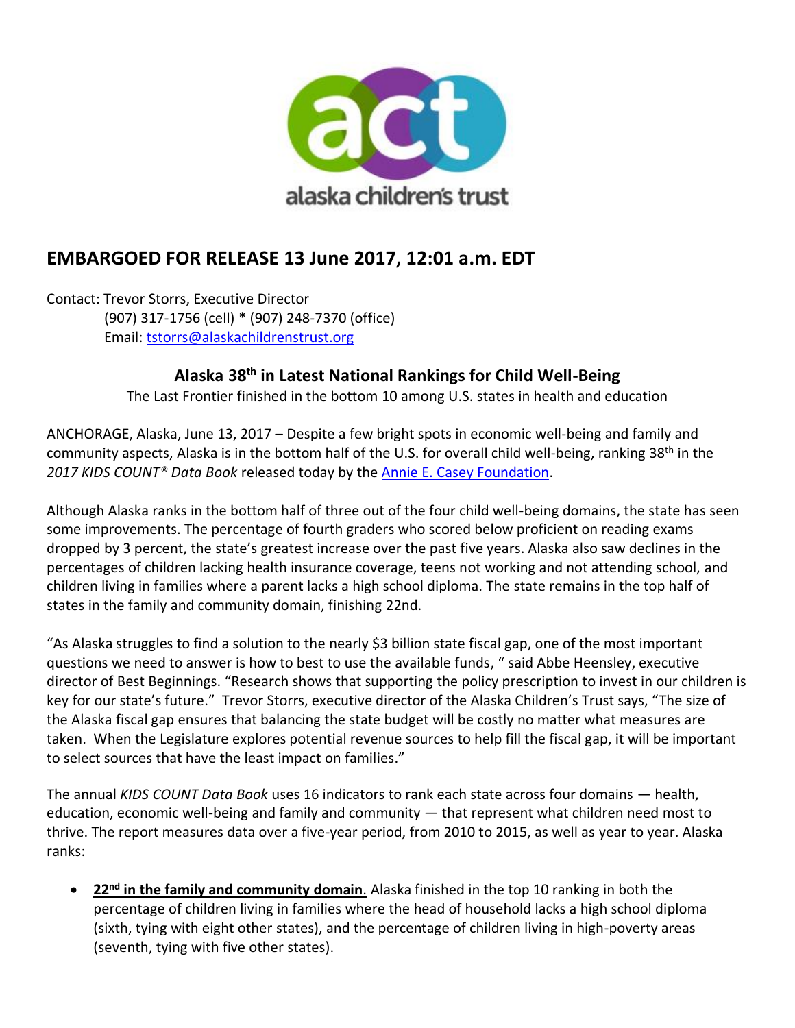act

alaska children's trust

## EMBARGOED FOR RELEASE 13 June 2017, 12:01 a.m. EDT

Contact: Trevor Storrs, Executive Director
(907) 317-1756 (cell) * (907) 248-7370 (office)
Email: tstorrs@alaskachildrenstrust.org

### Alaska 38th in Latest National Rankings for Child Well-Being

The Last Frontier finished in the bottom 10 among U.S. states in health and education

ANCHORAGE, Alaska, June 13, 2017 – Despite a few bright spots in economic well-being and family and community aspects, Alaska is in the bottom half of the U.S. for overall child well-being, ranking 38th in the *2017 KIDS COUNT® Data Book* released today by the [Annie E. Casey Foundation](#).

Although Alaska ranks in the bottom half of three out of the four child well-being domains, the state has seen some improvements. The percentage of fourth graders who scored below proficient on reading exams dropped by 3 percent, the state's greatest increase over the past five years. Alaska also saw declines in the percentages of children lacking health insurance coverage, teens not working and not attending school, and children living in families where a parent lacks a high school diploma. The state remains in the top half of states in the family and community domain, finishing 22nd.

"As Alaska struggles to find a solution to the nearly $3 billion state fiscal gap, one of the most important questions we need to answer is how to best to use the available funds, " said Abbe Heensley, executive director of Best Beginnings. "Research shows that supporting the policy prescription to invest in our children is key for our state's future." Trevor Storrs, executive director of the Alaska Children's Trust says, "The size of the Alaska fiscal gap ensures that balancing the state budget will be costly no matter what measures are taken. When the Legislature explores potential revenue sources to help fill the fiscal gap, it will be important to select sources that have the least impact on families."

The annual *KIDS COUNT Data Book* uses 16 indicators to rank each state across four domains — health, education, economic well-being and family and community — that represent what children need most to thrive. The report measures data over a five-year period, from 2010 to 2015, as well as year to year. Alaska ranks:

- **22nd in the family and community domain**. Alaska finished in the top 10 ranking in both the percentage of children living in families where the head of household lacks a high school diploma (sixth, tying with eight other states), and the percentage of children living in high-poverty areas (seventh, tying with five other states).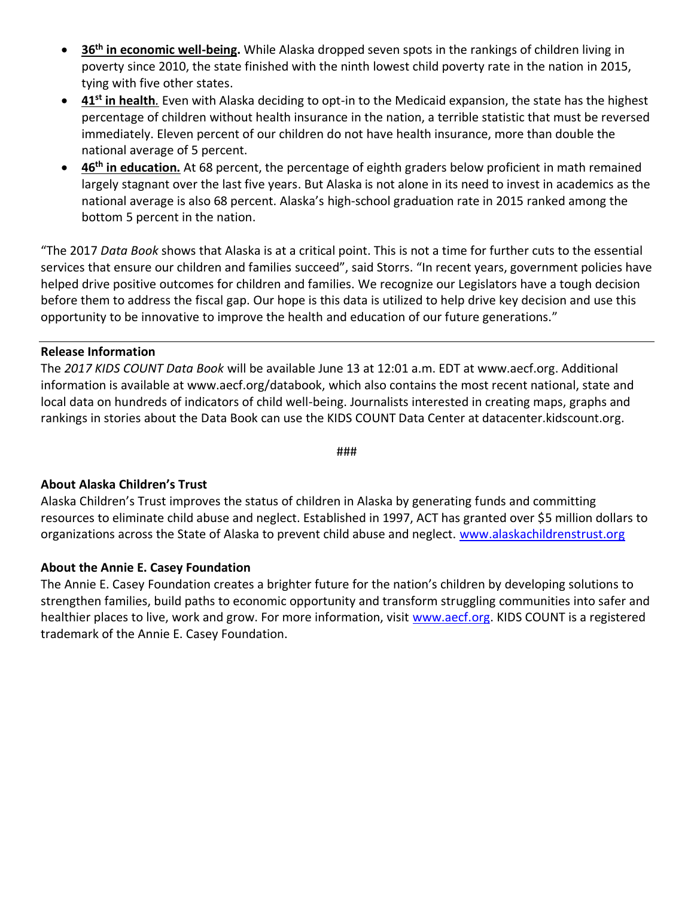- **36th in economic well-being.** While Alaska dropped seven spots in the rankings of children living in poverty since 2010, the state finished with the ninth lowest child poverty rate in the nation in 2015, tying with five other states.
- **41st in health**. Even with Alaska deciding to opt-in to the Medicaid expansion, the state has the highest percentage of children without health insurance in the nation, a terrible statistic that must be reversed immediately. Eleven percent of our children do not have health insurance, more than double the national average of 5 percent.
- **46th in education.** At 68 percent, the percentage of eighth graders below proficient in math remained largely stagnant over the last five years. But Alaska is not alone in its need to invest in academics as the national average is also 68 percent. Alaska's high-school graduation rate in 2015 ranked among the bottom 5 percent in the nation.

"The 2017 *Data Book* shows that Alaska is at a critical point. This is not a time for further cuts to the essential services that ensure our children and families succeed", said Storrs. "In recent years, government policies have helped drive positive outcomes for children and families. We recognize our Legislators have a tough decision before them to address the fiscal gap. Our hope is this data is utilized to help drive key decision and use this opportunity to be innovative to improve the health and education of our future generations."

---

**Release Information**

The *2017 KIDS COUNT Data Book* will be available June 13 at 12:01 a.m. EDT at www.aecf.org. Additional information is available at www.aecf.org/databook, which also contains the most recent national, state and local data on hundreds of indicators of child well-being. Journalists interested in creating maps, graphs and rankings in stories about the Data Book can use the KIDS COUNT Data Center at datacenter.kidscount.org.

###

**About Alaska Children's Trust**

Alaska Children's Trust improves the status of children in Alaska by generating funds and committing resources to eliminate child abuse and neglect. Established in 1997, ACT has granted over $5 million dollars to organizations across the State of Alaska to prevent child abuse and neglect. www.alaskachildrenstrust.org

**About the Annie E. Casey Foundation**

The Annie E. Casey Foundation creates a brighter future for the nation's children by developing solutions to strengthen families, build paths to economic opportunity and transform struggling communities into safer and healthier places to live, work and grow. For more information, visit www.aecf.org. KIDS COUNT is a registered trademark of the Annie E. Casey Foundation.